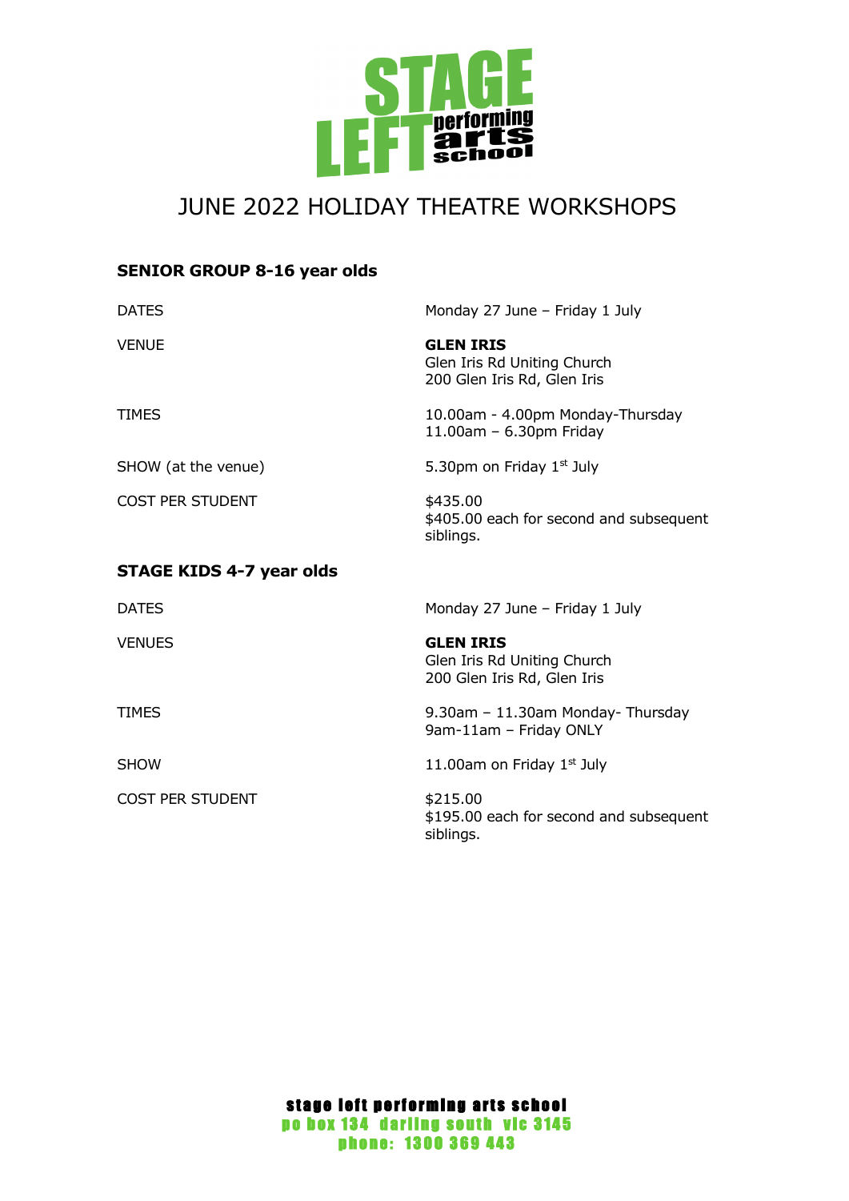STAGE LEFT performing arts school

# JUNE 2022 HOLIDAY THEATRE WORKSHOPS

## SENIOR GROUP 8-16 year olds

| | |
|---|---|
| DATES | Monday 27 June – Friday 1 July |
| VENUE | **GLEN IRIS**<br>Glen Iris Rd Uniting Church<br>200 Glen Iris Rd, Glen Iris |
| TIMES | 10.00am - 4.00pm Monday-Thursday<br>11.00am – 6.30pm Friday |
| SHOW (at the venue) | 5.30pm on Friday 1st July |
| COST PER STUDENT | $435.00<br>$405.00 each for second and subsequent siblings. |

## STAGE KIDS 4-7 year olds

| | |
|---|---|
| DATES | Monday 27 June – Friday 1 July |
| VENUES | **GLEN IRIS**<br>Glen Iris Rd Uniting Church<br>200 Glen Iris Rd, Glen Iris |
| TIMES | 9.30am – 11.30am Monday- Thursday<br>9am-11am – Friday ONLY |
| SHOW | 11.00am on Friday 1st July |
| COST PER STUDENT | $215.00<br>$195.00 each for second and subsequent siblings. |

**stage left performing arts school**
po box 134 darling south vic 3145
phone: 1300 369 443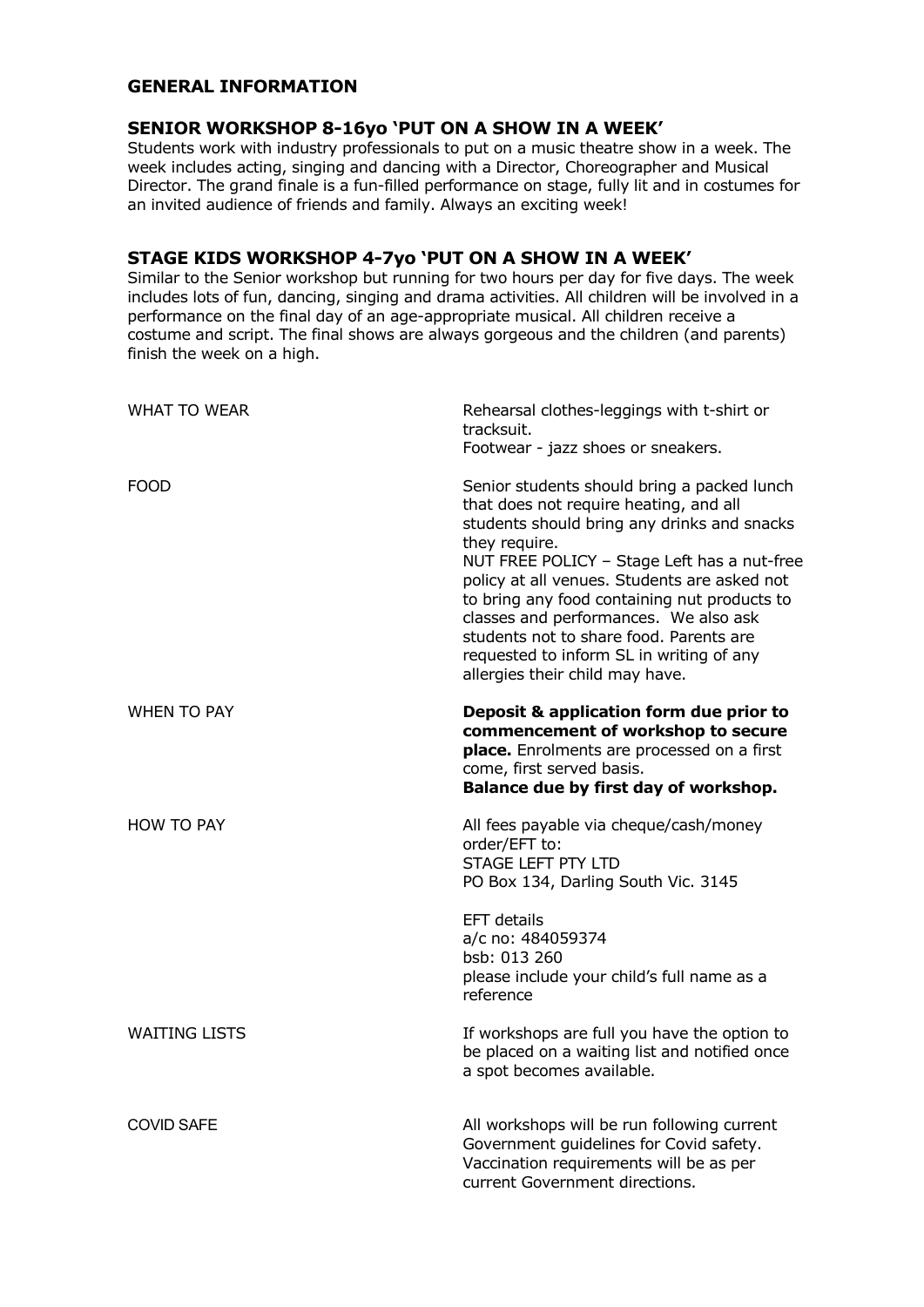## GENERAL INFORMATION

### SENIOR WORKSHOP 8-16yo 'PUT ON A SHOW IN A WEEK'

Students work with industry professionals to put on a music theatre show in a week. The week includes acting, singing and dancing with a Director, Choreographer and Musical Director. The grand finale is a fun-filled performance on stage, fully lit and in costumes for an invited audience of friends and family. Always an exciting week!

### STAGE KIDS WORKSHOP 4-7yo 'PUT ON A SHOW IN A WEEK'

Similar to the Senior workshop but running for two hours per day for five days. The week includes lots of fun, dancing, singing and drama activities. All children will be involved in a performance on the final day of an age-appropriate musical. All children receive a costume and script. The final shows are always gorgeous and the children (and parents) finish the week on a high.

| | |
|---|---|
| WHAT TO WEAR | Rehearsal clothes-leggings with t-shirt or tracksuit.<br>Footwear - jazz shoes or sneakers. |
| FOOD | Senior students should bring a packed lunch that does not require heating, and all students should bring any drinks and snacks they require.<br>NUT FREE POLICY – Stage Left has a nut-free policy at all venues. Students are asked not to bring any food containing nut products to classes and performances. We also ask students not to share food. Parents are requested to inform SL in writing of any allergies their child may have. |
| WHEN TO PAY | **Deposit & application form due prior to commencement of workshop to secure place.** Enrolments are processed on a first come, first served basis.<br>**Balance due by first day of workshop.** |
| HOW TO PAY | All fees payable via cheque/cash/money order/EFT to:<br>STAGE LEFT PTY LTD<br>PO Box 134, Darling South Vic. 3145<br><br>EFT details<br>a/c no: 484059374<br>bsb: 013 260<br>please include your child's full name as a reference |
| WAITING LISTS | If workshops are full you have the option to be placed on a waiting list and notified once a spot becomes available. |
| COVID SAFE | All workshops will be run following current Government guidelines for Covid safety. Vaccination requirements will be as per current Government directions. |